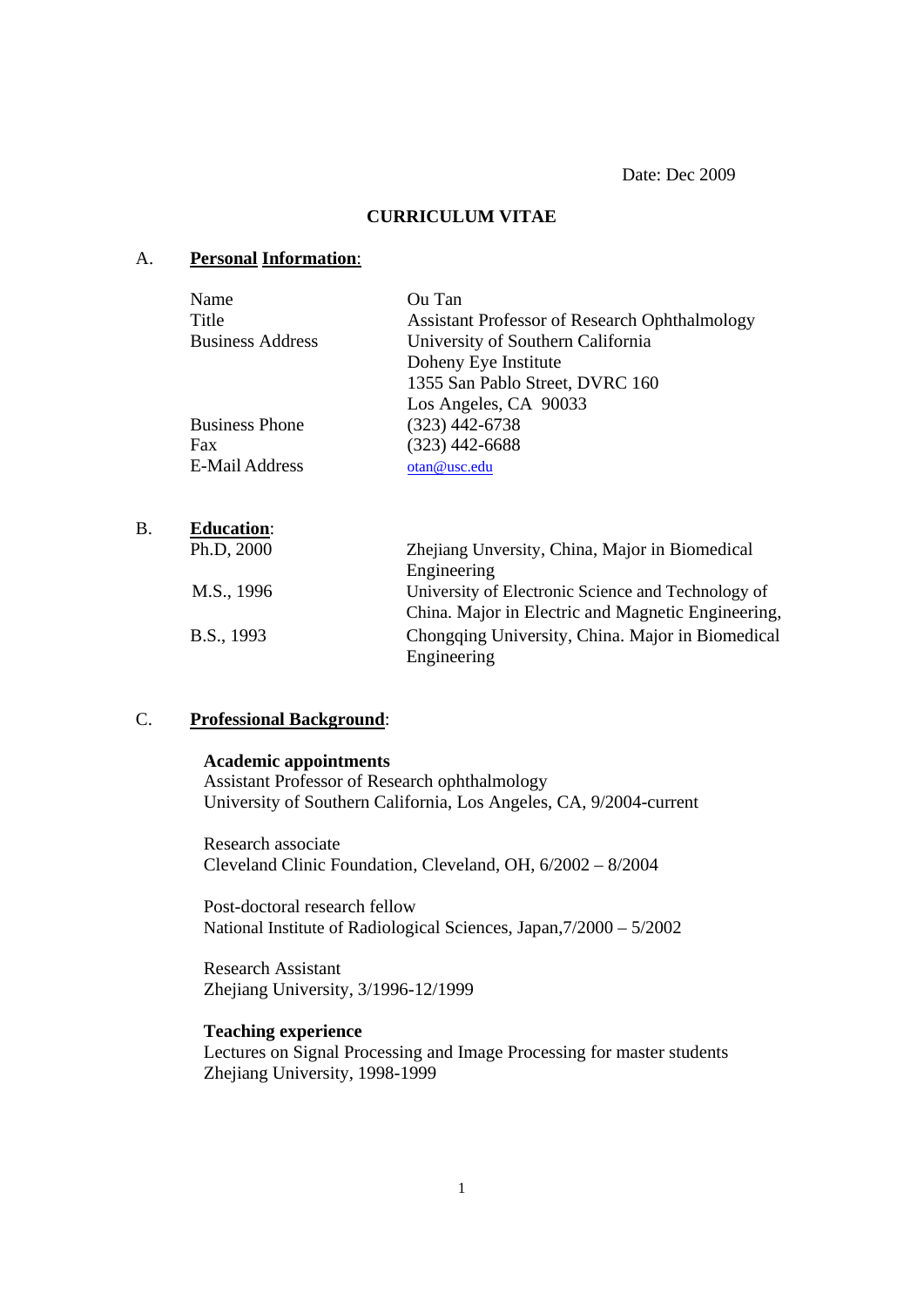Date: Dec 2009

# CURRICULUM VITAE

## A. Personal Information:

| | |
|---|---|
| Name | Ou Tan |
| Title | Assistant Professor of Research Ophthalmology |
| Business Address | University of Southern California<br>Doheny Eye Institute<br>1355 San Pablo Street, DVRC 160<br>Los Angeles, CA 90033 |
| Business Phone | (323) 442-6738 |
| Fax | (323) 442-6688 |
| E-Mail Address | otan@usc.edu |

## B. Education:

| | |
|---|---|
| Ph.D, 2000 | Zhejiang Unversity, China, Major in Biomedical Engineering |
| M.S., 1996 | University of Electronic Science and Technology of China. Major in Electric and Magnetic Engineering, |
| B.S., 1993 | Chongqing University, China. Major in Biomedical Engineering |

## C. Professional Background:

**Academic appointments**

Assistant Professor of Research ophthalmology
University of Southern California, Los Angeles, CA, 9/2004-current

Research associate
Cleveland Clinic Foundation, Cleveland, OH, 6/2002 – 8/2004

Post-doctoral research fellow
National Institute of Radiological Sciences, Japan,7/2000 – 5/2002

Research Assistant
Zhejiang University, 3/1996-12/1999

**Teaching experience**

Lectures on Signal Processing and Image Processing for master students
Zhejiang University, 1998-1999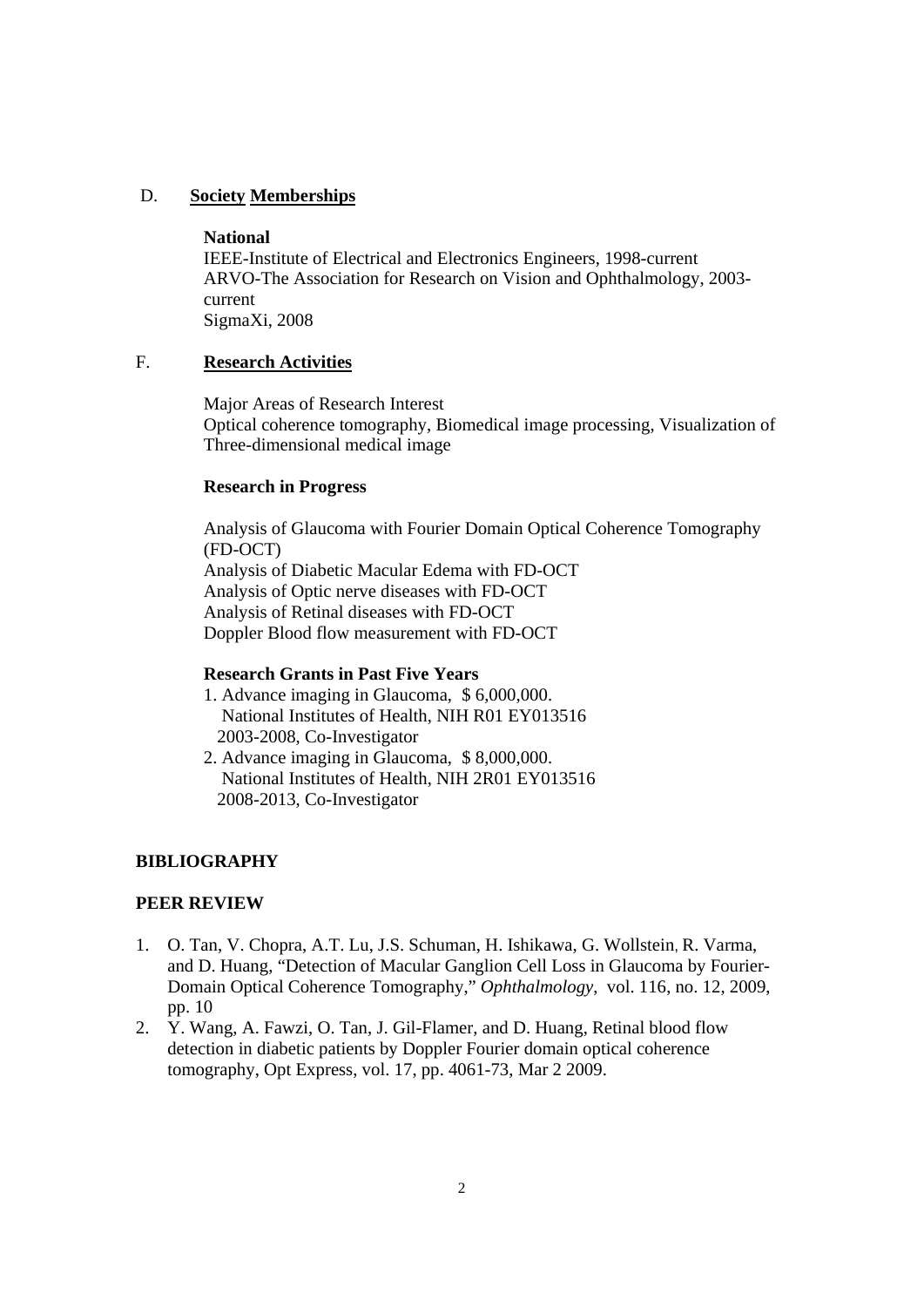## D. **Society Memberships**

**National**

IEEE-Institute of Electrical and Electronics Engineers, 1998-current
ARVO-The Association for Research on Vision and Ophthalmology, 2003-current
SigmaXi, 2008

## F. **Research Activities**

Major Areas of Research Interest
Optical coherence tomography, Biomedical image processing, Visualization of Three-dimensional medical image

**Research in Progress**

Analysis of Glaucoma with Fourier Domain Optical Coherence Tomography (FD-OCT)
Analysis of Diabetic Macular Edema with FD-OCT
Analysis of Optic nerve diseases with FD-OCT
Analysis of Retinal diseases with FD-OCT
Doppler Blood flow measurement with FD-OCT

**Research Grants in Past Five Years**

1. Advance imaging in Glaucoma, $ 6,000,000.
   National Institutes of Health, NIH R01 EY013516
   2003-2008, Co-Investigator
2. Advance imaging in Glaucoma, $ 8,000,000.
   National Institutes of Health, NIH 2R01 EY013516
   2008-2013, Co-Investigator

## BIBLIOGRAPHY

### PEER REVIEW

1. O. Tan, V. Chopra, A.T. Lu, J.S. Schuman, H. Ishikawa, G. Wollstein, R. Varma, and D. Huang, "Detection of Macular Ganglion Cell Loss in Glaucoma by Fourier-Domain Optical Coherence Tomography," *Ophthalmology*, vol. 116, no. 12, 2009, pp. 10
2. Y. Wang, A. Fawzi, O. Tan, J. Gil-Flamer, and D. Huang, Retinal blood flow detection in diabetic patients by Doppler Fourier domain optical coherence tomography, Opt Express, vol. 17, pp. 4061-73, Mar 2 2009.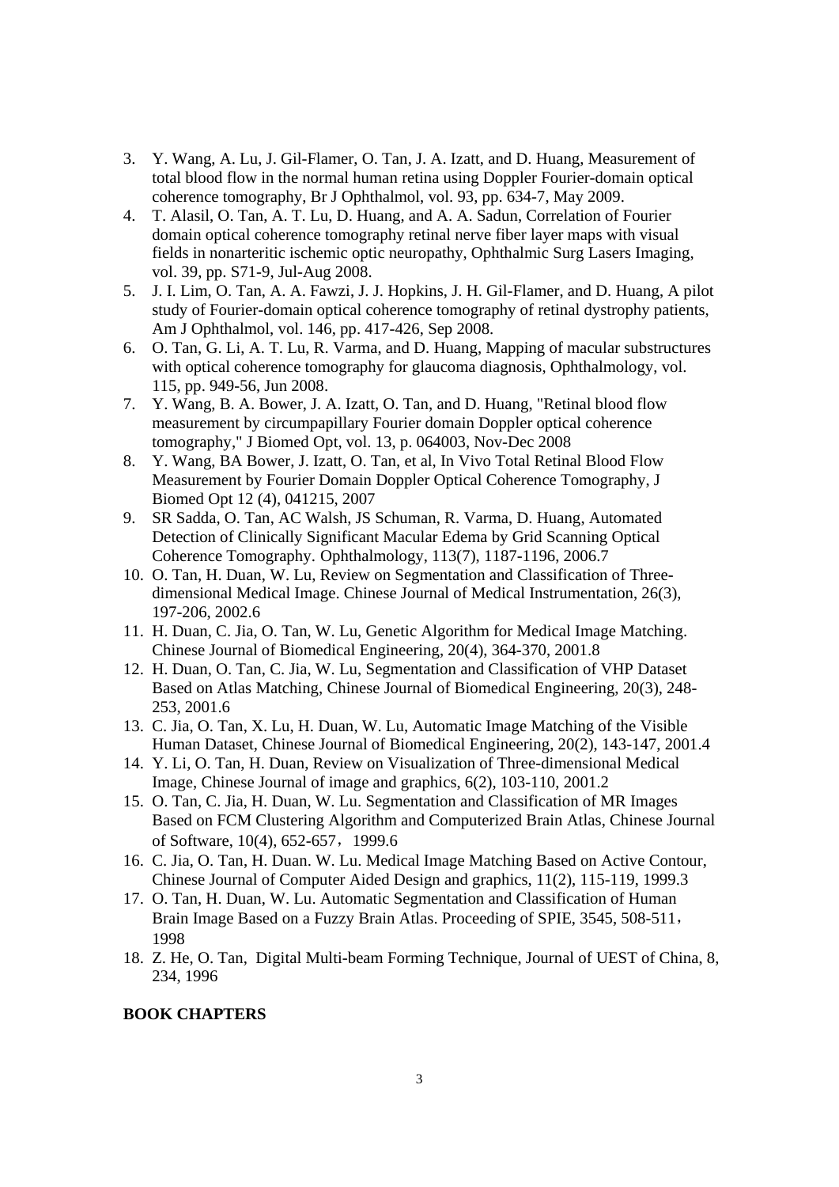3. Y. Wang, A. Lu, J. Gil-Flamer, O. Tan, J. A. Izatt, and D. Huang, Measurement of total blood flow in the normal human retina using Doppler Fourier-domain optical coherence tomography, Br J Ophthalmol, vol. 93, pp. 634-7, May 2009.
4. T. Alasil, O. Tan, A. T. Lu, D. Huang, and A. A. Sadun, Correlation of Fourier domain optical coherence tomography retinal nerve fiber layer maps with visual fields in nonarteritic ischemic optic neuropathy, Ophthalmic Surg Lasers Imaging, vol. 39, pp. S71-9, Jul-Aug 2008.
5. J. I. Lim, O. Tan, A. A. Fawzi, J. J. Hopkins, J. H. Gil-Flamer, and D. Huang, A pilot study of Fourier-domain optical coherence tomography of retinal dystrophy patients, Am J Ophthalmol, vol. 146, pp. 417-426, Sep 2008.
6. O. Tan, G. Li, A. T. Lu, R. Varma, and D. Huang, Mapping of macular substructures with optical coherence tomography for glaucoma diagnosis, Ophthalmology, vol. 115, pp. 949-56, Jun 2008.
7. Y. Wang, B. A. Bower, J. A. Izatt, O. Tan, and D. Huang, "Retinal blood flow measurement by circumpapillary Fourier domain Doppler optical coherence tomography," J Biomed Opt, vol. 13, p. 064003, Nov-Dec 2008
8. Y. Wang, BA Bower, J. Izatt, O. Tan, et al, In Vivo Total Retinal Blood Flow Measurement by Fourier Domain Doppler Optical Coherence Tomography, J Biomed Opt 12 (4), 041215, 2007
9. SR Sadda, O. Tan, AC Walsh, JS Schuman, R. Varma, D. Huang, Automated Detection of Clinically Significant Macular Edema by Grid Scanning Optical Coherence Tomography. Ophthalmology, 113(7), 1187-1196, 2006.7
10. O. Tan, H. Duan, W. Lu, Review on Segmentation and Classification of Three-dimensional Medical Image. Chinese Journal of Medical Instrumentation, 26(3), 197-206, 2002.6
11. H. Duan, C. Jia, O. Tan, W. Lu, Genetic Algorithm for Medical Image Matching. Chinese Journal of Biomedical Engineering, 20(4), 364-370, 2001.8
12. H. Duan, O. Tan, C. Jia, W. Lu, Segmentation and Classification of VHP Dataset Based on Atlas Matching, Chinese Journal of Biomedical Engineering, 20(3), 248-253, 2001.6
13. C. Jia, O. Tan, X. Lu, H. Duan, W. Lu, Automatic Image Matching of the Visible Human Dataset, Chinese Journal of Biomedical Engineering, 20(2), 143-147, 2001.4
14. Y. Li, O. Tan, H. Duan, Review on Visualization of Three-dimensional Medical Image, Chinese Journal of image and graphics, 6(2), 103-110, 2001.2
15. O. Tan, C. Jia, H. Duan, W. Lu. Segmentation and Classification of MR Images Based on FCM Clustering Algorithm and Computerized Brain Atlas, Chinese Journal of Software, 10(4), 652-657，1999.6
16. C. Jia, O. Tan, H. Duan. W. Lu. Medical Image Matching Based on Active Contour, Chinese Journal of Computer Aided Design and graphics, 11(2), 115-119, 1999.3
17. O. Tan, H. Duan, W. Lu. Automatic Segmentation and Classification of Human Brain Image Based on a Fuzzy Brain Atlas. Proceeding of SPIE, 3545, 508-511，1998
18. Z. He, O. Tan, Digital Multi-beam Forming Technique, Journal of UEST of China, 8, 234, 1996

**BOOK CHAPTERS**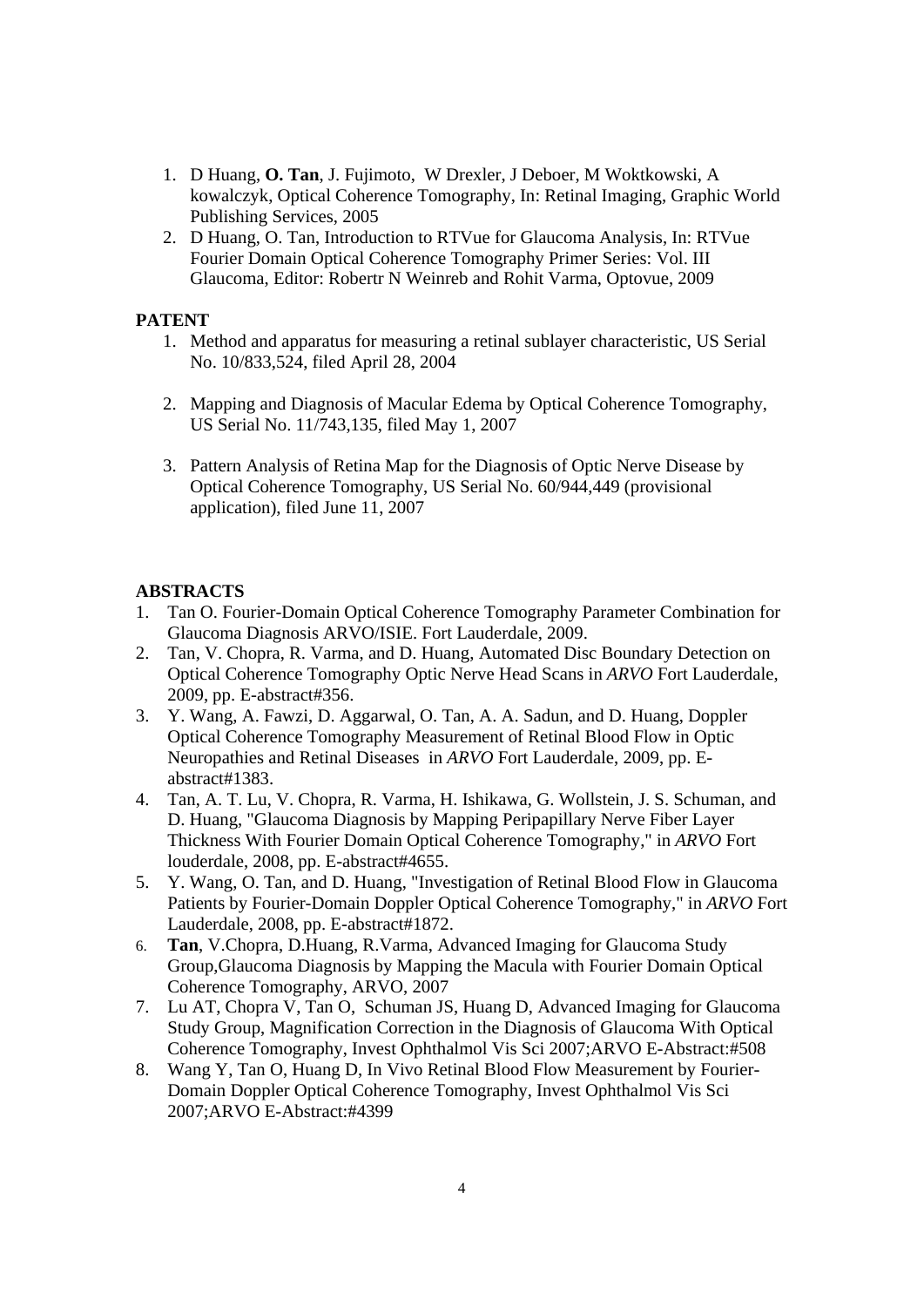1. D Huang, **O. Tan**, J. Fujimoto, W Drexler, J Deboer, M Woktkowski, A kowalczyk, Optical Coherence Tomography, In: Retinal Imaging, Graphic World Publishing Services, 2005
2. D Huang, O. Tan, Introduction to RTVue for Glaucoma Analysis, In: RTVue Fourier Domain Optical Coherence Tomography Primer Series: Vol. III Glaucoma, Editor: Robertr N Weinreb and Rohit Varma, Optovue, 2009

**PATENT**

1. Method and apparatus for measuring a retinal sublayer characteristic, US Serial No. 10/833,524, filed April 28, 2004

2. Mapping and Diagnosis of Macular Edema by Optical Coherence Tomography, US Serial No. 11/743,135, filed May 1, 2007

3. Pattern Analysis of Retina Map for the Diagnosis of Optic Nerve Disease by Optical Coherence Tomography, US Serial No. 60/944,449 (provisional application), filed June 11, 2007

**ABSTRACTS**

1. Tan O. Fourier-Domain Optical Coherence Tomography Parameter Combination for Glaucoma Diagnosis ARVO/ISIE. Fort Lauderdale, 2009.
2. Tan, V. Chopra, R. Varma, and D. Huang, Automated Disc Boundary Detection on Optical Coherence Tomography Optic Nerve Head Scans in *ARVO* Fort Lauderdale, 2009, pp. E-abstract#356.
3. Y. Wang, A. Fawzi, D. Aggarwal, O. Tan, A. A. Sadun, and D. Huang, Doppler Optical Coherence Tomography Measurement of Retinal Blood Flow in Optic Neuropathies and Retinal Diseases in *ARVO* Fort Lauderdale, 2009, pp. E-abstract#1383.
4. Tan, A. T. Lu, V. Chopra, R. Varma, H. Ishikawa, G. Wollstein, J. S. Schuman, and D. Huang, "Glaucoma Diagnosis by Mapping Peripapillary Nerve Fiber Layer Thickness With Fourier Domain Optical Coherence Tomography," in *ARVO* Fort louderdale, 2008, pp. E-abstract#4655.
5. Y. Wang, O. Tan, and D. Huang, "Investigation of Retinal Blood Flow in Glaucoma Patients by Fourier-Domain Doppler Optical Coherence Tomography," in *ARVO* Fort Lauderdale, 2008, pp. E-abstract#1872.
6. **Tan**, V.Chopra, D.Huang, R.Varma, Advanced Imaging for Glaucoma Study Group,Glaucoma Diagnosis by Mapping the Macula with Fourier Domain Optical Coherence Tomography, ARVO, 2007
7. Lu AT, Chopra V, Tan O, Schuman JS, Huang D, Advanced Imaging for Glaucoma Study Group, Magnification Correction in the Diagnosis of Glaucoma With Optical Coherence Tomography, Invest Ophthalmol Vis Sci 2007;ARVO E-Abstract:#508
8. Wang Y, Tan O, Huang D, In Vivo Retinal Blood Flow Measurement by Fourier-Domain Doppler Optical Coherence Tomography, Invest Ophthalmol Vis Sci 2007;ARVO E-Abstract:#4399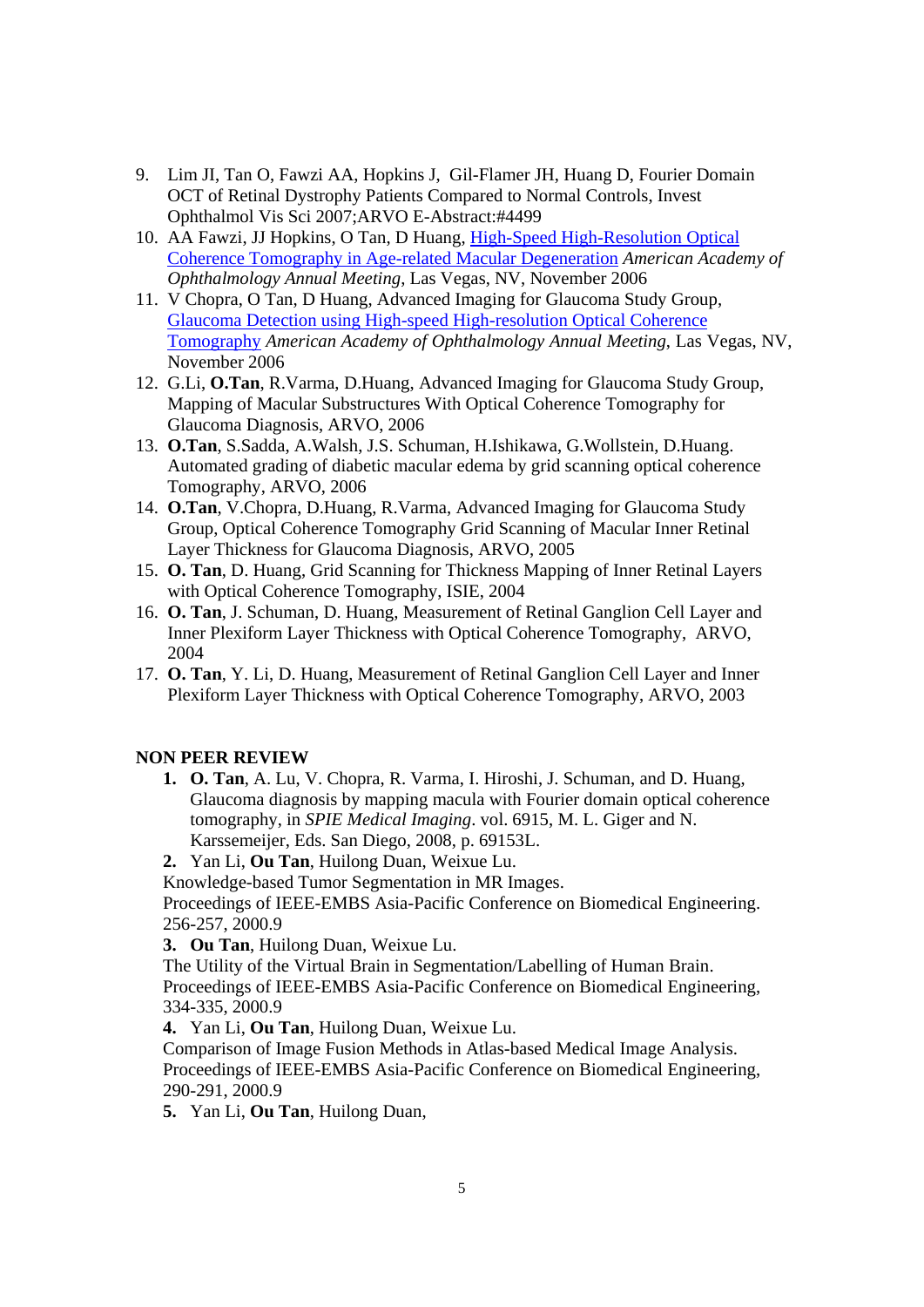9. Lim JI, Tan O, Fawzi AA, Hopkins J, Gil-Flamer JH, Huang D, Fourier Domain OCT of Retinal Dystrophy Patients Compared to Normal Controls, Invest Ophthalmol Vis Sci 2007;ARVO E-Abstract:#4499
10. AA Fawzi, JJ Hopkins, O Tan, D Huang, High-Speed High-Resolution Optical Coherence Tomography in Age-related Macular Degeneration *American Academy of Ophthalmology Annual Meeting*, Las Vegas, NV, November 2006
11. V Chopra, O Tan, D Huang, Advanced Imaging for Glaucoma Study Group, Glaucoma Detection using High-speed High-resolution Optical Coherence Tomography *American Academy of Ophthalmology Annual Meeting*, Las Vegas, NV, November 2006
12. G.Li, **O.Tan**, R.Varma, D.Huang, Advanced Imaging for Glaucoma Study Group, Mapping of Macular Substructures With Optical Coherence Tomography for Glaucoma Diagnosis, ARVO, 2006
13. **O.Tan**, S.Sadda, A.Walsh, J.S. Schuman, H.Ishikawa, G.Wollstein, D.Huang. Automated grading of diabetic macular edema by grid scanning optical coherence Tomography, ARVO, 2006
14. **O.Tan**, V.Chopra, D.Huang, R.Varma, Advanced Imaging for Glaucoma Study Group, Optical Coherence Tomography Grid Scanning of Macular Inner Retinal Layer Thickness for Glaucoma Diagnosis, ARVO, 2005
15. **O. Tan**, D. Huang, Grid Scanning for Thickness Mapping of Inner Retinal Layers with Optical Coherence Tomography, ISIE, 2004
16. **O. Tan**, J. Schuman, D. Huang, Measurement of Retinal Ganglion Cell Layer and Inner Plexiform Layer Thickness with Optical Coherence Tomography, ARVO, 2004
17. **O. Tan**, Y. Li, D. Huang, Measurement of Retinal Ganglion Cell Layer and Inner Plexiform Layer Thickness with Optical Coherence Tomography, ARVO, 2003

**NON PEER REVIEW**

1. **O. Tan**, A. Lu, V. Chopra, R. Varma, I. Hiroshi, J. Schuman, and D. Huang, Glaucoma diagnosis by mapping macula with Fourier domain optical coherence tomography, in *SPIE Medical Imaging*. vol. 6915, M. L. Giger and N. Karssemeijer, Eds. San Diego, 2008, p. 69153L.

**2.** Yan Li, **Ou Tan**, Huilong Duan, Weixue Lu.
Knowledge-based Tumor Segmentation in MR Images.
Proceedings of IEEE-EMBS Asia-Pacific Conference on Biomedical Engineering. 256-257, 2000.9

**3.** **Ou Tan**, Huilong Duan, Weixue Lu.
The Utility of the Virtual Brain in Segmentation/Labelling of Human Brain.
Proceedings of IEEE-EMBS Asia-Pacific Conference on Biomedical Engineering, 334-335, 2000.9

**4.** Yan Li, **Ou Tan**, Huilong Duan, Weixue Lu.
Comparison of Image Fusion Methods in Atlas-based Medical Image Analysis.
Proceedings of IEEE-EMBS Asia-Pacific Conference on Biomedical Engineering, 290-291, 2000.9

**5.** Yan Li, **Ou Tan**, Huilong Duan,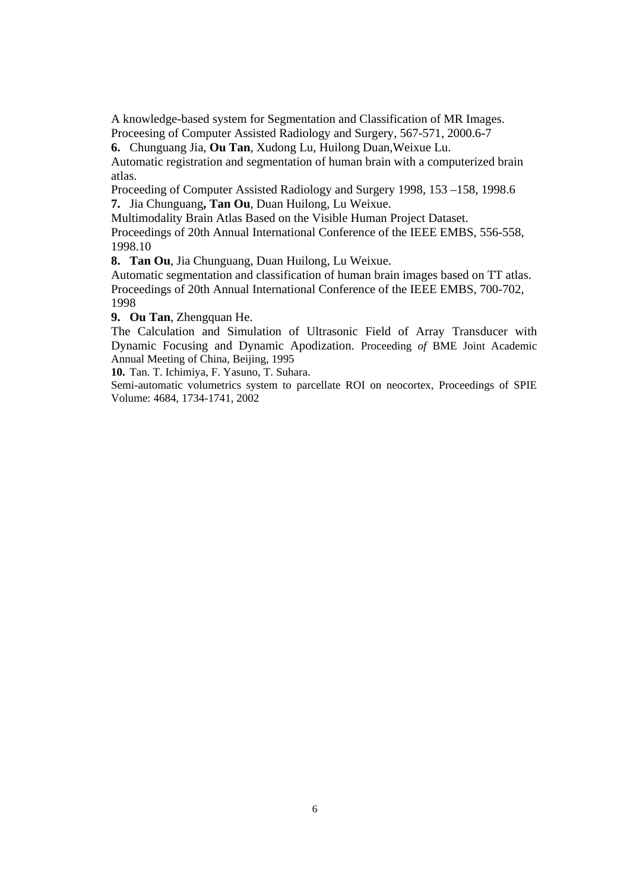A knowledge-based system for Segmentation and Classification of MR Images.
Proceesing of Computer Assisted Radiology and Surgery, 567-571, 2000.6-7

**6.** Chunguang Jia, **Ou Tan**, Xudong Lu, Huilong Duan,Weixue Lu.
Automatic registration and segmentation of human brain with a computerized brain atlas.
Proceeding of Computer Assisted Radiology and Surgery 1998, 153 –158, 1998.6

**7.** Jia Chunguang**, Tan Ou**, Duan Huilong, Lu Weixue.
Multimodality Brain Atlas Based on the Visible Human Project Dataset.
Proceedings of 20th Annual International Conference of the IEEE EMBS, 556-558, 1998.10

**8.** **Tan Ou**, Jia Chunguang, Duan Huilong, Lu Weixue.
Automatic segmentation and classification of human brain images based on TT atlas.
Proceedings of 20th Annual International Conference of the IEEE EMBS, 700-702, 1998

**9.** **Ou Tan**, Zhengquan He.
The Calculation and Simulation of Ultrasonic Field of Array Transducer with Dynamic Focusing and Dynamic Apodization. Proceeding *of* BME Joint Academic Annual Meeting of China, Beijing, 1995

**10.** Tan. T. Ichimiya, F. Yasuno, T. Suhara.
Semi-automatic volumetrics system to parcellate ROI on neocortex, Proceedings of SPIE Volume: 4684, 1734-1741, 2002